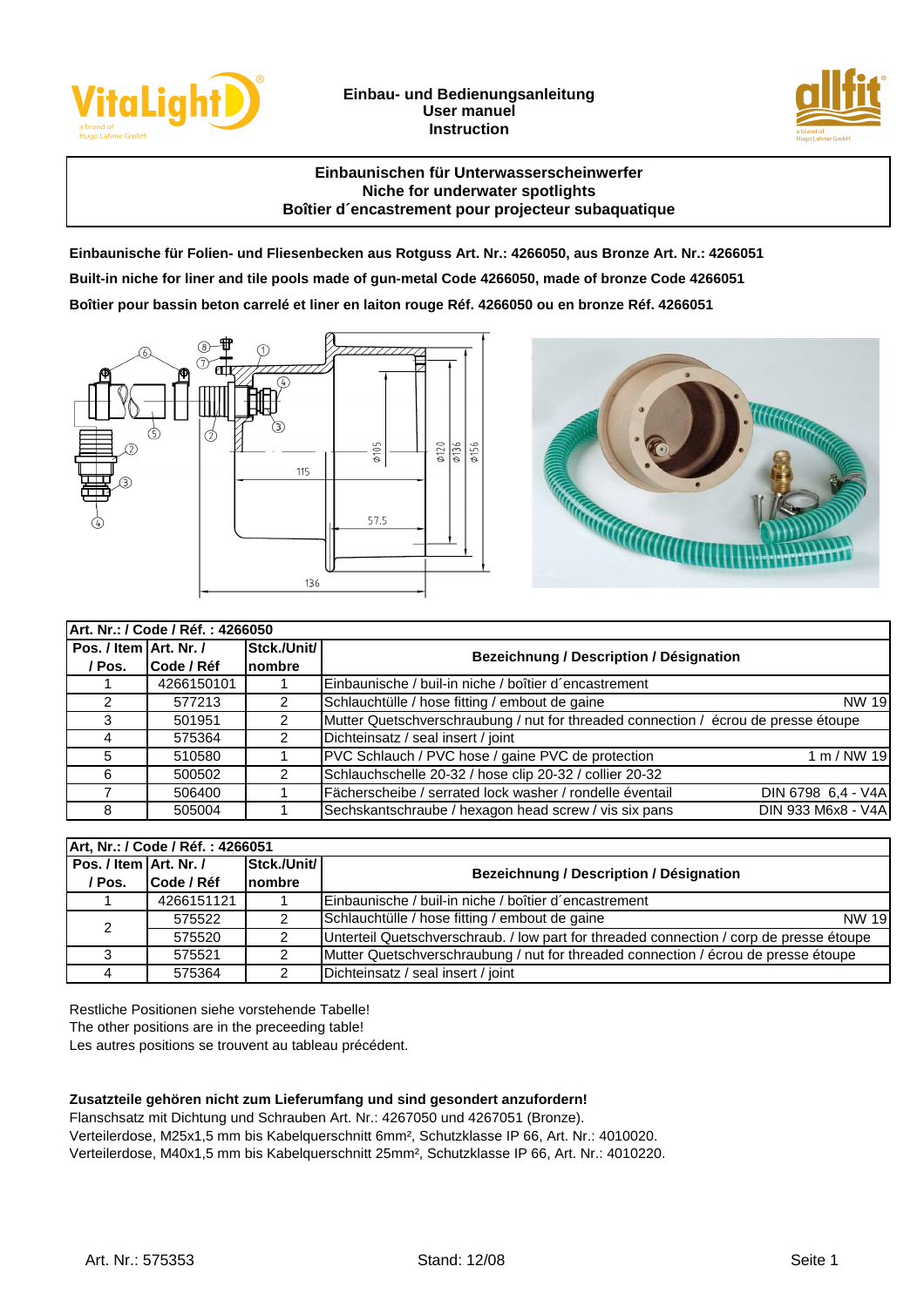**Einbau- und Bedienungsanleitung**
**User manuel**
**Instruction**

## Einbaunischen für Unterwasserscheinwerfer
## Niche for underwater spotlights
## Boîtier d´encastrement pour projecteur subaquatique

**Einbaunische für Folien- und Fliesenbecken aus Rotguss Art. Nr.: 4266050, aus Bronze Art. Nr.: 4266051**

**Built-in niche for liner and tile pools made of gun-metal Code 4266050, made of bronze Code 4266051**

**Boîtier pour bassin beton carrelé et liner en laiton rouge Réf. 4266050 ou en bronze Réf. 4266051**

| **Art. Nr.: / Code / Réf. : 4266050** | | | |
|---|---|---|---|
| **Pos. / Item / Pos.** | **Art. Nr. / Code / Réf** | **Stck./Unit/ nombre** | **Bezeichnung / Description / Désignation** |
| 1 | 4266150101 | 1 | Einbaunische / buil-in niche / boîtier d´encastrement |
| 2 | 577213 | 2 | Schlauchtülle / hose fitting / embout de gaine NW 19 |
| 3 | 501951 | 2 | Mutter Quetschverschraubung / nut for threaded connection / écrou de presse étoupe |
| 4 | 575364 | 2 | Dichteinsatz / seal insert / joint |
| 5 | 510580 | 1 | PVC Schlauch / PVC hose / gaine PVC de protection 1 m / NW 19 |
| 6 | 500502 | 2 | Schlauchschelle 20-32 / hose clip 20-32 / collier 20-32 |
| 7 | 506400 | 1 | Fächerscheibe / serrated lock washer / rondelle éventail DIN 6798 6,4 - V4A |
| 8 | 505004 | 1 | Sechskantschraube / hexagon head screw / vis six pans DIN 933 M6x8 - V4A |

| **Art, Nr.: / Code / Réf. : 4266051** | | | |
|---|---|---|---|
| **Pos. / Item / Pos.** | **Art. Nr. / Code / Réf** | **Stck./Unit/ nombre** | **Bezeichnung / Description / Désignation** |
| 1 | 4266151121 | 1 | Einbaunische / buil-in niche / boîtier d´encastrement |
| 2 | 575522 | 2 | Schlauchtülle / hose fitting / embout de gaine NW 19 |
| | 575520 | 2 | Unterteil Quetschverschraub. / low part for threaded connection / corp de presse étoupe |
| 3 | 575521 | 2 | Mutter Quetschverschraubung / nut for threaded connection / écrou de presse étoupe |
| 4 | 575364 | 2 | Dichteinsatz / seal insert / joint |

Restliche Positionen siehe vorstehende Tabelle!
The other positions are in the preceeding table!
Les autres positions se trouvent au tableau précédent.

**Zusatzteile gehören nicht zum Lieferumfang und sind gesondert anzufordern!**
Flanschsatz mit Dichtung und Schrauben Art. Nr.: 4267050 und 4267051 (Bronze).
Verteilerdose, M25x1,5 mm bis Kabelquerschnitt 6mm², Schutzklasse IP 66, Art. Nr.: 4010020.
Verteilerdose, M40x1,5 mm bis Kabelquerschnitt 25mm², Schutzklasse IP 66, Art. Nr.: 4010220.

Art. Nr.: 575353 Stand: 12/08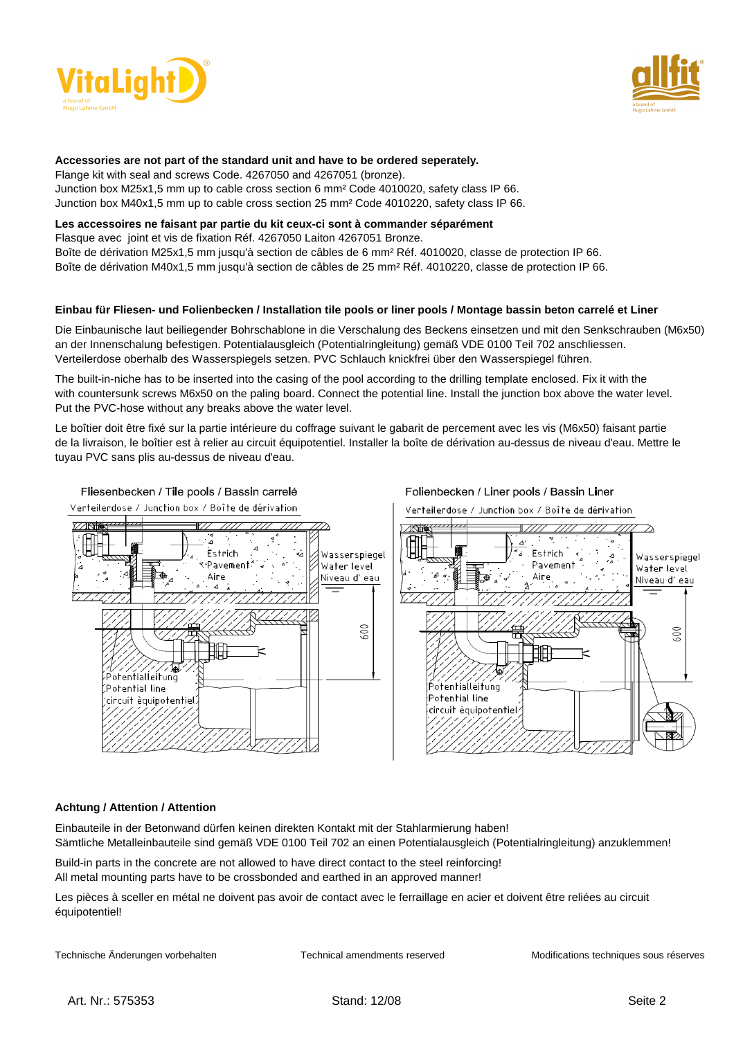**Accessories are not part of the standard unit and have to be ordered seperately.**
Flange kit with seal and screws Code. 4267050 and 4267051 (bronze).
Junction box M25x1,5 mm up to cable cross section 6 mm² Code 4010020, safety class IP 66.
Junction box M40x1,5 mm up to cable cross section 25 mm² Code 4010220, safety class IP 66.

**Les accessoires ne faisant par partie du kit ceux-ci sont à commander séparément**
Flasque avec joint et vis de fixation Réf. 4267050 Laiton 4267051 Bronze.
Boîte de dérivation M25x1,5 mm jusqu'à section de câbles de 6 mm² Réf. 4010020, classe de protection IP 66.
Boîte de dérivation M40x1,5 mm jusqu'à section de câbles de 25 mm² Réf. 4010220, classe de protection IP 66.

**Einbau für Fliesen- und Folienbecken / Installation tile pools or liner pools / Montage bassin beton carrelé et Liner**

Die Einbaunische laut beiliegender Bohrschablone in die Verschalung des Beckens einsetzen und mit den Senkschrauben (M6x50) an der Innenschalung befestigen. Potentialausgleich (Potentialringleitung) gemäß VDE 0100 Teil 702 anschliessen. Verteilerdose oberhalb des Wasserspiegels setzen. PVC Schlauch knickfrei über den Wasserspiegel führen.

The built-in-niche has to be inserted into the casing of the pool according to the drilling template enclosed. Fix it with the with countersunk screws M6x50 on the paling board. Connect the potential line. Install the junction box above the water level. Put the PVC-hose without any breaks above the water level.

Le boîtier doit être fixé sur la partie intérieure du coffrage suivant le gabarit de percement avec les vis (M6x50) faisant partie de la livraison, le boîtier est à relier au circuit équipotentiel. Installer la boîte de dérivation au-dessus de niveau d'eau. Mettre le tuyau PVC sans plis au-dessus de niveau d'eau.

Fliesenbecken / Tile pools / Bassin carrelé

Verteilerdose / Junction box / Boîte de dérivation
Estrich
Pavement
Aire
Wasserspiegel
Water level
Niveau d' eau
600
Potentialleitung
Potential line
circuit èquipotentiel

Folienbecken / Liner pools / Bassin Liner

Verteilerdose / Junction box / Boîte de dérivation
Estrich
Pavement
Aire
Wasserspiegel
Water level
Niveau d' eau
600
Potentialleitung
Potential line
circuit èquipotentiel

**Achtung / Attention / Attention**

Einbauteile in der Betonwand dürfen keinen direkten Kontakt mit der Stahlarmierung haben!
Sämtliche Metalleinbauteile sind gemäß VDE 0100 Teil 702 an einen Potentialausgleich (Potentialringleitung) anzuklemmen!

Build-in parts in the concrete are not allowed to have direct contact to the steel reinforcing!
All metal mounting parts have to be crossbonded and earthed in an approved manner!

Les pièces à sceller en métal ne doivent pas avoir de contact avec le ferraillage en acier et doivent être reliées au circuit équipotentiel!

Technische Änderungen vorbehalten | Technical amendments reserved | Modifications techniques sous réserves

Art. Nr.: 575353 | Stand: 12/08